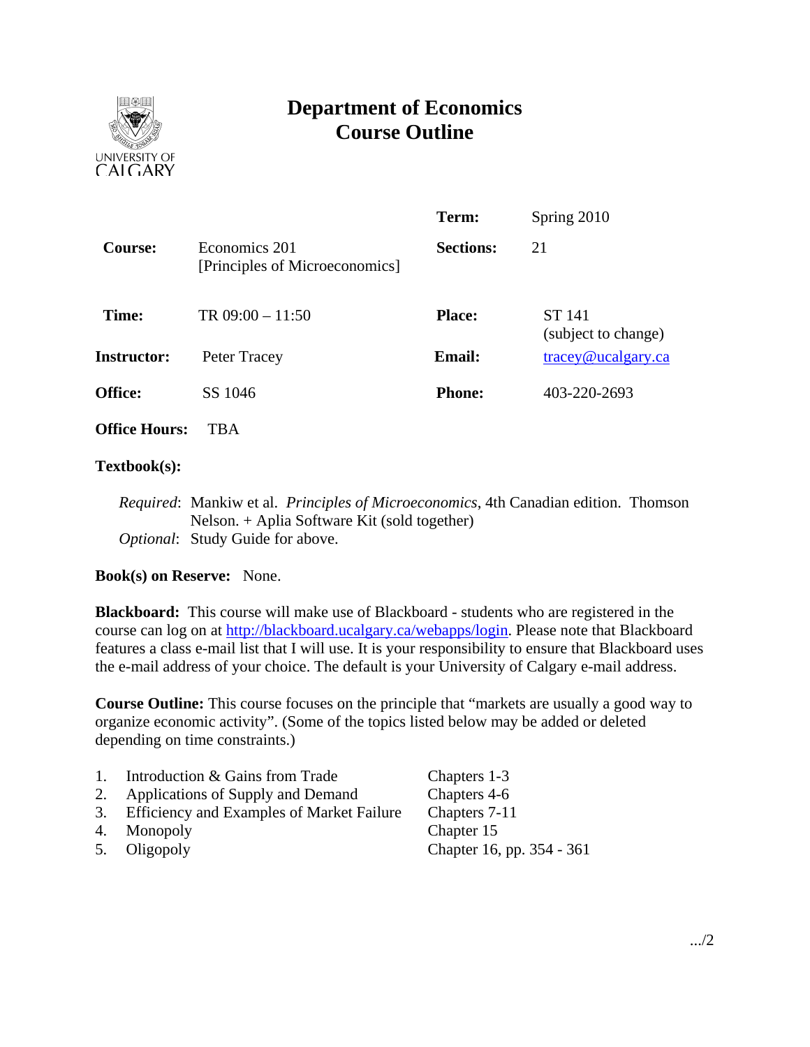UNIVERSITY OF CALGARY

# Department of Economics Course Outline

| | | | |
|---|---|---|---|
| **Course:** | Economics 201 [Principles of Microeconomics] | **Term:** | Spring 2010 |
| | | **Sections:** | 21 |
| **Time:** | TR 09:00 – 11:50 | **Place:** | ST 141 (subject to change) |
| **Instructor:** | Peter Tracey | **Email:** | tracey@ucalgary.ca |
| **Office:** | SS 1046 | **Phone:** | 403-220-2693 |
| **Office Hours:** | TBA | | |

**Textbook(s):**

*Required*: Mankiw et al. *Principles of Microeconomics*, 4th Canadian edition. Thomson Nelson. + Aplia Software Kit (sold together)
*Optional*: Study Guide for above.

**Book(s) on Reserve:** None.

**Blackboard:** This course will make use of Blackboard - students who are registered in the course can log on at http://blackboard.ucalgary.ca/webapps/login. Please note that Blackboard features a class e-mail list that I will use. It is your responsibility to ensure that Blackboard uses the e-mail address of your choice. The default is your University of Calgary e-mail address.

**Course Outline:** This course focuses on the principle that "markets are usually a good way to organize economic activity". (Some of the topics listed below may be added or deleted depending on time constraints.)

| | | |
|---|---|---|
| 1. | Introduction & Gains from Trade | Chapters 1-3 |
| 2. | Applications of Supply and Demand | Chapters 4-6 |
| 3. | Efficiency and Examples of Market Failure | Chapters 7-11 |
| 4. | Monopoly | Chapter 15 |
| 5. | Oligopoly | Chapter 16, pp. 354 - 361 |

.../2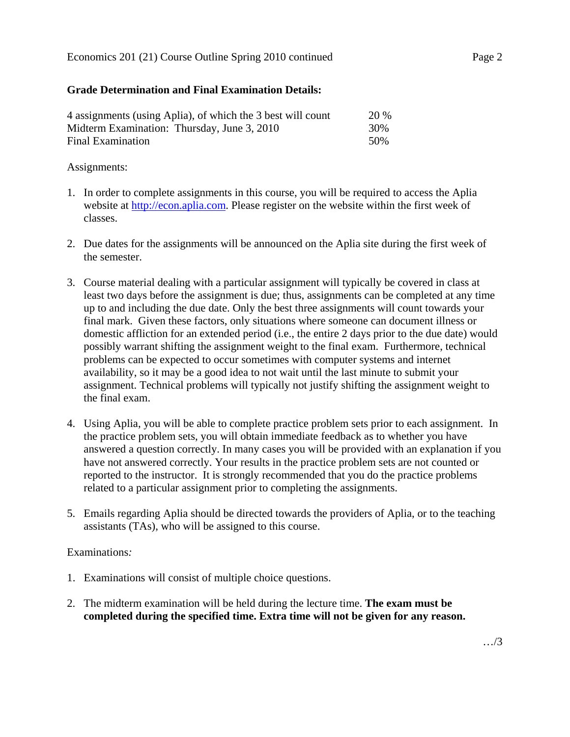## Grade Determination and Final Examination Details:

| | |
|---|---|
| 4 assignments (using Aplia), of which the 3 best will count | 20 % |
| Midterm Examination: Thursday, June 3, 2010 | 30% |
| Final Examination | 50% |

Assignments:

1. In order to complete assignments in this course, you will be required to access the Aplia website at http://econ.aplia.com. Please register on the website within the first week of classes.

2. Due dates for the assignments will be announced on the Aplia site during the first week of the semester.

3. Course material dealing with a particular assignment will typically be covered in class at least two days before the assignment is due; thus, assignments can be completed at any time up to and including the due date. Only the best three assignments will count towards your final mark. Given these factors, only situations where someone can document illness or domestic affliction for an extended period (i.e., the entire 2 days prior to the due date) would possibly warrant shifting the assignment weight to the final exam. Furthermore, technical problems can be expected to occur sometimes with computer systems and internet availability, so it may be a good idea to not wait until the last minute to submit your assignment. Technical problems will typically not justify shifting the assignment weight to the final exam.

4. Using Aplia, you will be able to complete practice problem sets prior to each assignment. In the practice problem sets, you will obtain immediate feedback as to whether you have answered a question correctly. In many cases you will be provided with an explanation if you have not answered correctly. Your results in the practice problem sets are not counted or reported to the instructor. It is strongly recommended that you do the practice problems related to a particular assignment prior to completing the assignments.

5. Emails regarding Aplia should be directed towards the providers of Aplia, or to the teaching assistants (TAs), who will be assigned to this course.

Examinations*:*

1. Examinations will consist of multiple choice questions.

2. The midterm examination will be held during the lecture time. **The exam must be completed during the specified time. Extra time will not be given for any reason.**

…/3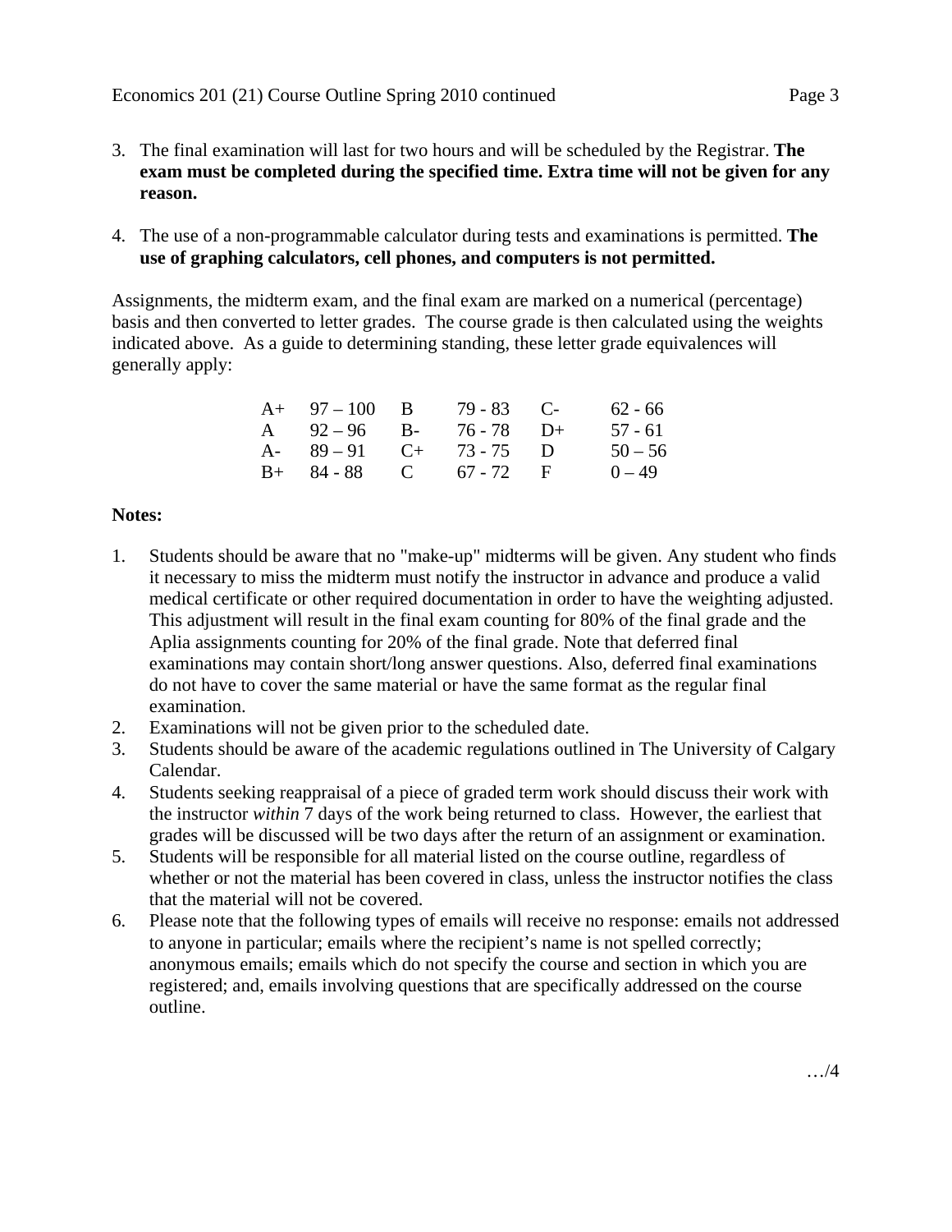3. The final examination will last for two hours and will be scheduled by the Registrar. **The exam must be completed during the specified time. Extra time will not be given for any reason.**

4. The use of a non-programmable calculator during tests and examinations is permitted. **The use of graphing calculators, cell phones, and computers is not permitted.**

Assignments, the midterm exam, and the final exam are marked on a numerical (percentage) basis and then converted to letter grades. The course grade is then calculated using the weights indicated above. As a guide to determining standing, these letter grade equivalences will generally apply:

| | | | | | |
|---|---|---|---|---|---|
| A+ | 97 – 100 | B | 79 - 83 | C- | 62 - 66 |
| A | 92 – 96 | B- | 76 - 78 | D+ | 57 - 61 |
| A- | 89 – 91 | C+ | 73 - 75 | D | 50 – 56 |
| B+ | 84 - 88 | C | 67 - 72 | F | 0 – 49 |

**Notes:**

1. Students should be aware that no "make-up" midterms will be given. Any student who finds it necessary to miss the midterm must notify the instructor in advance and produce a valid medical certificate or other required documentation in order to have the weighting adjusted. This adjustment will result in the final exam counting for 80% of the final grade and the Aplia assignments counting for 20% of the final grade. Note that deferred final examinations may contain short/long answer questions. Also, deferred final examinations do not have to cover the same material or have the same format as the regular final examination.
2. Examinations will not be given prior to the scheduled date.
3. Students should be aware of the academic regulations outlined in The University of Calgary Calendar.
4. Students seeking reappraisal of a piece of graded term work should discuss their work with the instructor *within* 7 days of the work being returned to class. However, the earliest that grades will be discussed will be two days after the return of an assignment or examination.
5. Students will be responsible for all material listed on the course outline, regardless of whether or not the material has been covered in class, unless the instructor notifies the class that the material will not be covered.
6. Please note that the following types of emails will receive no response: emails not addressed to anyone in particular; emails where the recipient's name is not spelled correctly; anonymous emails; emails which do not specify the course and section in which you are registered; and, emails involving questions that are specifically addressed on the course outline.

…/4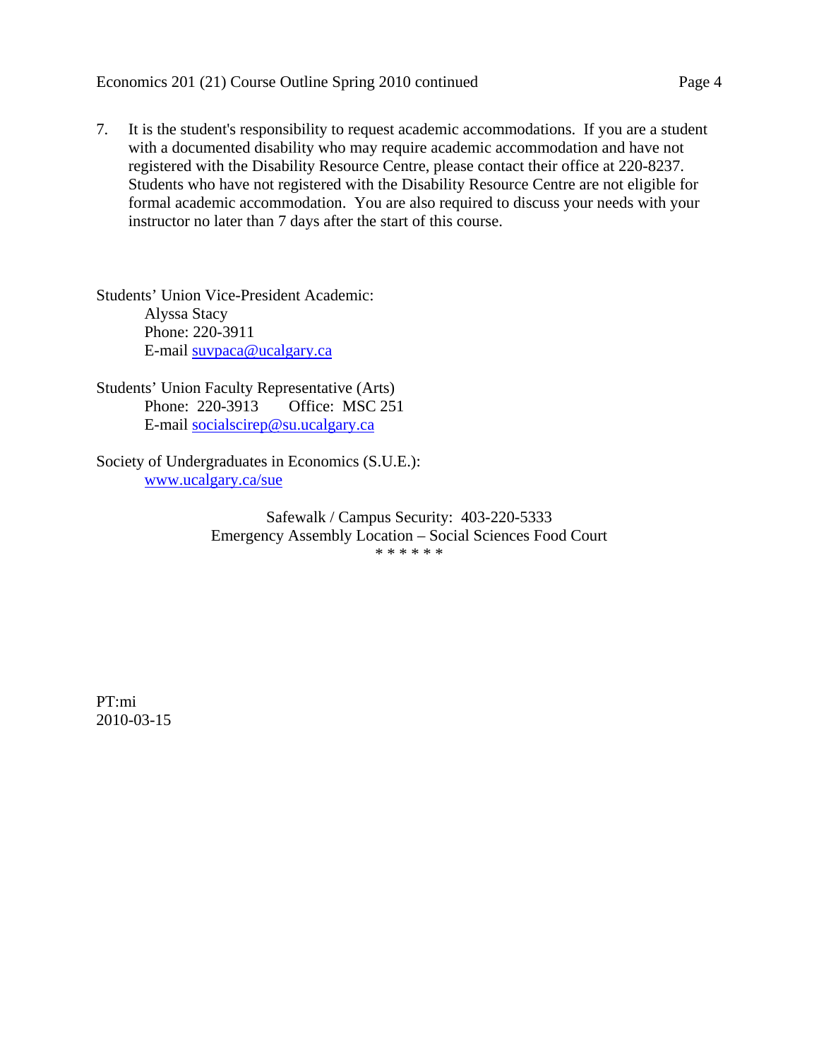7. It is the student's responsibility to request academic accommodations. If you are a student with a documented disability who may require academic accommodation and have not registered with the Disability Resource Centre, please contact their office at 220-8237. Students who have not registered with the Disability Resource Centre are not eligible for formal academic accommodation. You are also required to discuss your needs with your instructor no later than 7 days after the start of this course.

Students' Union Vice-President Academic:
Alyssa Stacy
Phone: 220-3911
E-mail suvpaca@ucalgary.ca

Students' Union Faculty Representative (Arts)
Phone: 220-3913 Office: MSC 251
E-mail socialscirep@su.ucalgary.ca

Society of Undergraduates in Economics (S.U.E.):
www.ucalgary.ca/sue

Safewalk / Campus Security: 403-220-5333
Emergency Assembly Location – Social Sciences Food Court
* * * * * *

PT:mi
2010-03-15